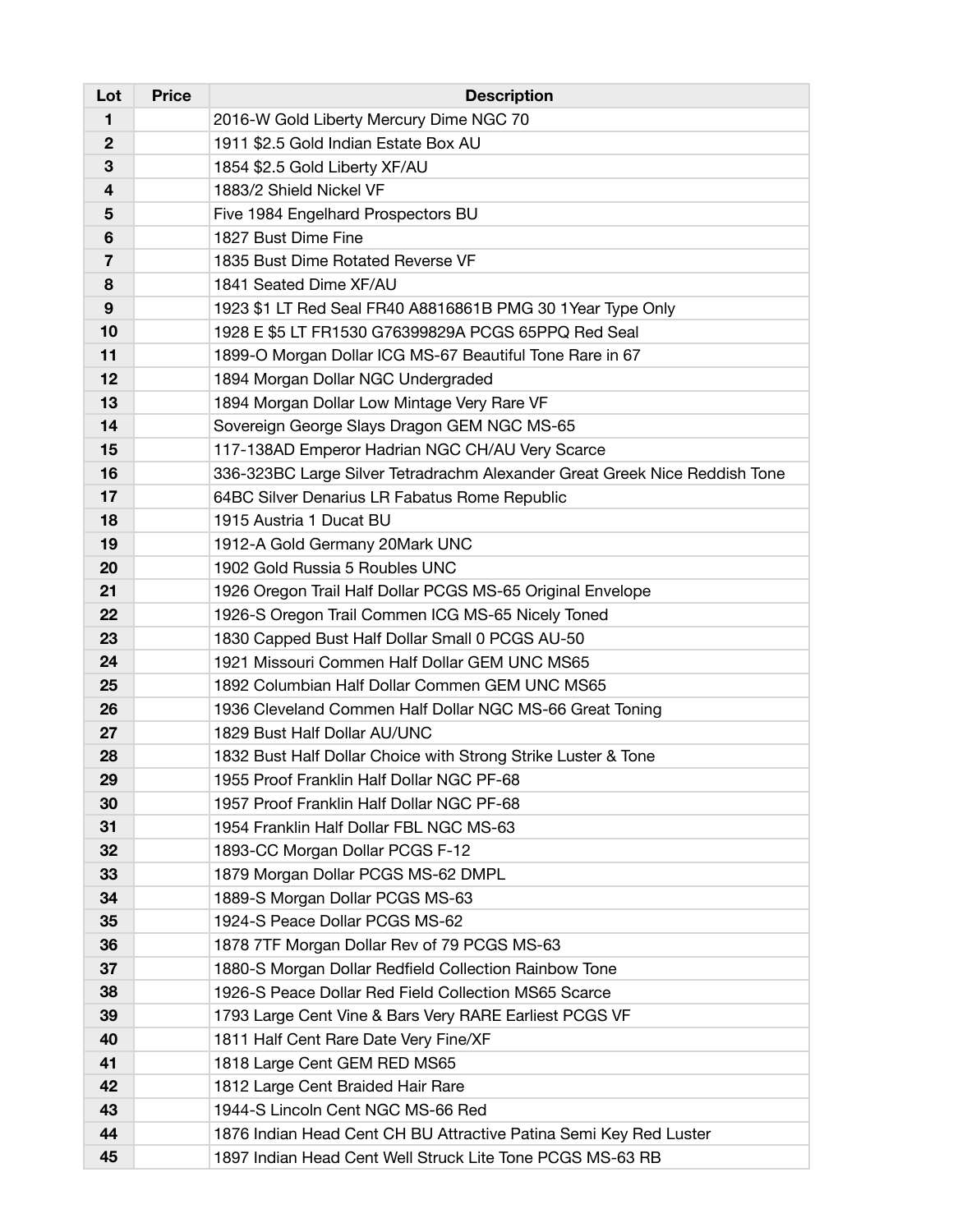| Lot | Price | Description |
| --- | --- | --- |
| 1 | | 2016-W Gold Liberty Mercury Dime NGC 70 |
| 2 | | 1911 $2.5 Gold Indian Estate Box AU |
| 3 | | 1854 $2.5 Gold Liberty XF/AU |
| 4 | | 1883/2 Shield Nickel VF |
| 5 | | Five 1984 Engelhard Prospectors BU |
| 6 | | 1827 Bust Dime Fine |
| 7 | | 1835 Bust Dime Rotated Reverse VF |
| 8 | | 1841 Seated Dime XF/AU |
| 9 | | 1923 $1 LT Red Seal FR40 A8816861B PMG 30 1Year Type Only |
| 10 | | 1928 E $5 LT FR1530 G76399829A PCGS 65PPQ Red Seal |
| 11 | | 1899-O Morgan Dollar ICG MS-67 Beautiful Tone Rare in 67 |
| 12 | | 1894 Morgan Dollar NGC Undergraded |
| 13 | | 1894 Morgan Dollar Low Mintage Very Rare VF |
| 14 | | Sovereign George Slays Dragon GEM NGC MS-65 |
| 15 | | 117-138AD Emperor Hadrian NGC CH/AU Very Scarce |
| 16 | | 336-323BC Large Silver Tetradrachm Alexander Great Greek Nice Reddish Tone |
| 17 | | 64BC Silver Denarius LR Fabatus Rome Republic |
| 18 | | 1915 Austria 1 Ducat BU |
| 19 | | 1912-A Gold Germany 20Mark UNC |
| 20 | | 1902 Gold Russia 5 Roubles UNC |
| 21 | | 1926 Oregon Trail Half Dollar PCGS MS-65 Original Envelope |
| 22 | | 1926-S Oregon Trail Commen ICG MS-65 Nicely Toned |
| 23 | | 1830 Capped Bust Half Dollar Small 0 PCGS AU-50 |
| 24 | | 1921 Missouri Commen Half Dollar GEM UNC MS65 |
| 25 | | 1892 Columbian Half Dollar Commen GEM UNC MS65 |
| 26 | | 1936 Cleveland Commen Half Dollar NGC MS-66 Great Toning |
| 27 | | 1829 Bust Half Dollar AU/UNC |
| 28 | | 1832 Bust Half Dollar Choice with Strong Strike Luster & Tone |
| 29 | | 1955 Proof Franklin Half Dollar NGC PF-68 |
| 30 | | 1957 Proof Franklin Half Dollar NGC PF-68 |
| 31 | | 1954 Franklin Half Dollar FBL NGC MS-63 |
| 32 | | 1893-CC Morgan Dollar PCGS F-12 |
| 33 | | 1879 Morgan Dollar PCGS MS-62 DMPL |
| 34 | | 1889-S Morgan Dollar PCGS MS-63 |
| 35 | | 1924-S Peace Dollar PCGS MS-62 |
| 36 | | 1878 7TF Morgan Dollar Rev of 79 PCGS MS-63 |
| 37 | | 1880-S Morgan Dollar Redfield Collection Rainbow Tone |
| 38 | | 1926-S Peace Dollar Red Field Collection MS65 Scarce |
| 39 | | 1793 Large Cent Vine & Bars Very RARE Earliest PCGS VF |
| 40 | | 1811 Half Cent Rare Date Very Fine/XF |
| 41 | | 1818 Large Cent GEM RED MS65 |
| 42 | | 1812 Large Cent Braided Hair Rare |
| 43 | | 1944-S Lincoln Cent NGC MS-66 Red |
| 44 | | 1876 Indian Head Cent CH BU Attractive Patina Semi Key Red Luster |
| 45 | | 1897 Indian Head Cent Well Struck Lite Tone PCGS MS-63 RB |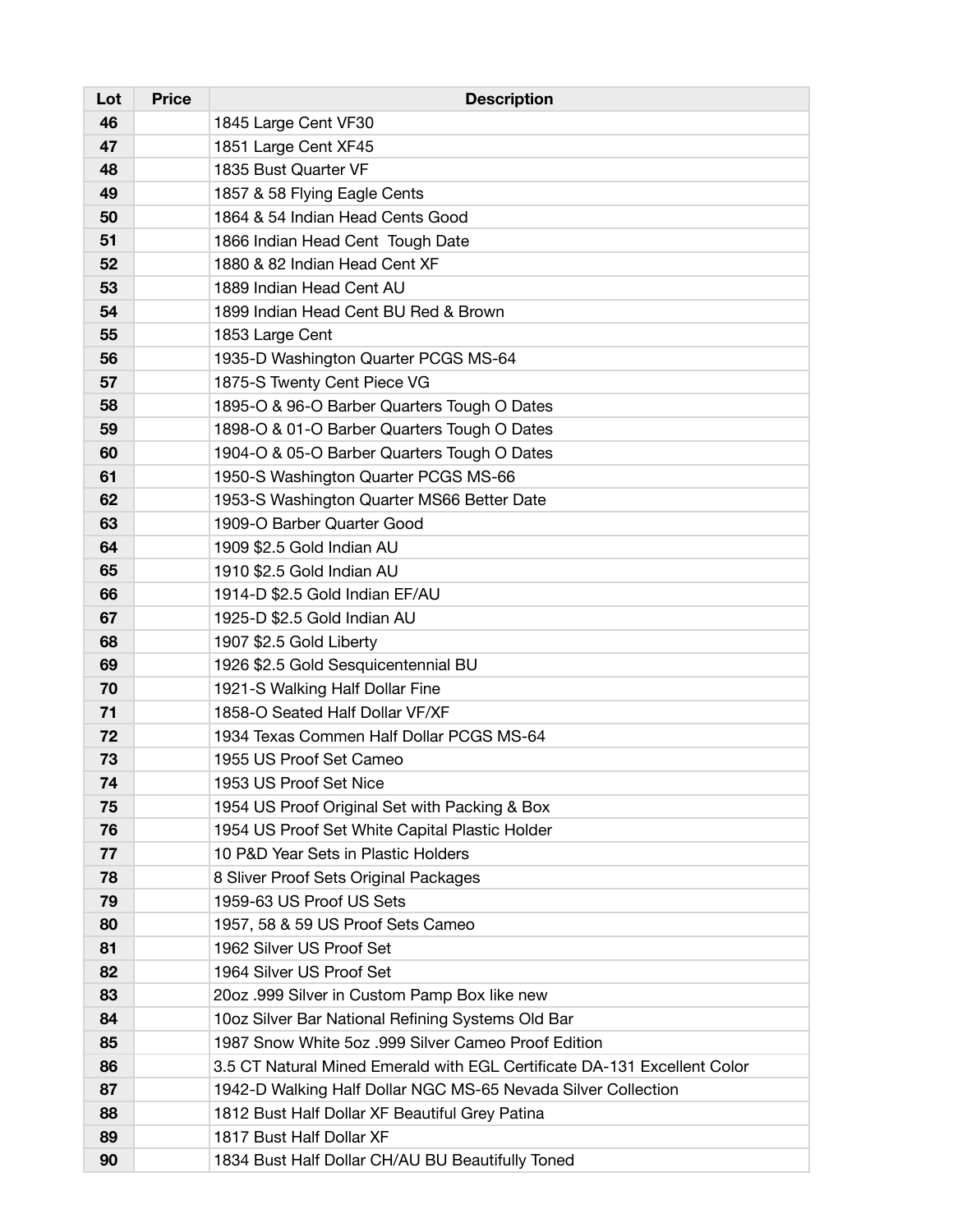| Lot | Price | Description |
|---|---|---|
| 46 | | 1845 Large Cent VF30 |
| 47 | | 1851 Large Cent XF45 |
| 48 | | 1835 Bust Quarter VF |
| 49 | | 1857 & 58 Flying Eagle Cents |
| 50 | | 1864 & 54 Indian Head Cents Good |
| 51 | | 1866 Indian Head Cent  Tough Date |
| 52 | | 1880 & 82 Indian Head Cent XF |
| 53 | | 1889 Indian Head Cent AU |
| 54 | | 1899 Indian Head Cent BU Red & Brown |
| 55 | | 1853 Large Cent |
| 56 | | 1935-D Washington Quarter PCGS MS-64 |
| 57 | | 1875-S Twenty Cent Piece VG |
| 58 | | 1895-O & 96-O Barber Quarters Tough O Dates |
| 59 | | 1898-O & 01-O Barber Quarters Tough O Dates |
| 60 | | 1904-O & 05-O Barber Quarters Tough O Dates |
| 61 | | 1950-S Washington Quarter PCGS MS-66 |
| 62 | | 1953-S Washington Quarter MS66 Better Date |
| 63 | | 1909-O Barber Quarter Good |
| 64 | | 1909 $2.5 Gold Indian AU |
| 65 | | 1910 $2.5 Gold Indian AU |
| 66 | | 1914-D $2.5 Gold Indian EF/AU |
| 67 | | 1925-D $2.5 Gold Indian AU |
| 68 | | 1907 $2.5 Gold Liberty |
| 69 | | 1926 $2.5 Gold Sesquicentennial BU |
| 70 | | 1921-S Walking Half Dollar Fine |
| 71 | | 1858-O Seated Half Dollar VF/XF |
| 72 | | 1934 Texas Commen Half Dollar PCGS MS-64 |
| 73 | | 1955 US Proof Set Cameo |
| 74 | | 1953 US Proof Set Nice |
| 75 | | 1954 US Proof Original Set with Packing & Box |
| 76 | | 1954 US Proof Set White Capital Plastic Holder |
| 77 | | 10 P&D Year Sets in Plastic Holders |
| 78 | | 8 Sliver Proof Sets Original Packages |
| 79 | | 1959-63 US Proof US Sets |
| 80 | | 1957, 58 & 59 US Proof Sets Cameo |
| 81 | | 1962 Silver US Proof Set |
| 82 | | 1964 Silver US Proof Set |
| 83 | | 20oz .999 Silver in Custom Pamp Box like new |
| 84 | | 10oz Silver Bar National Refining Systems Old Bar |
| 85 | | 1987 Snow White 5oz .999 Silver Cameo Proof Edition |
| 86 | | 3.5 CT Natural Mined Emerald with EGL Certificate DA-131 Excellent Color |
| 87 | | 1942-D Walking Half Dollar NGC MS-65 Nevada Silver Collection |
| 88 | | 1812 Bust Half Dollar XF Beautiful Grey Patina |
| 89 | | 1817 Bust Half Dollar XF |
| 90 | | 1834 Bust Half Dollar CH/AU BU Beautifully Toned |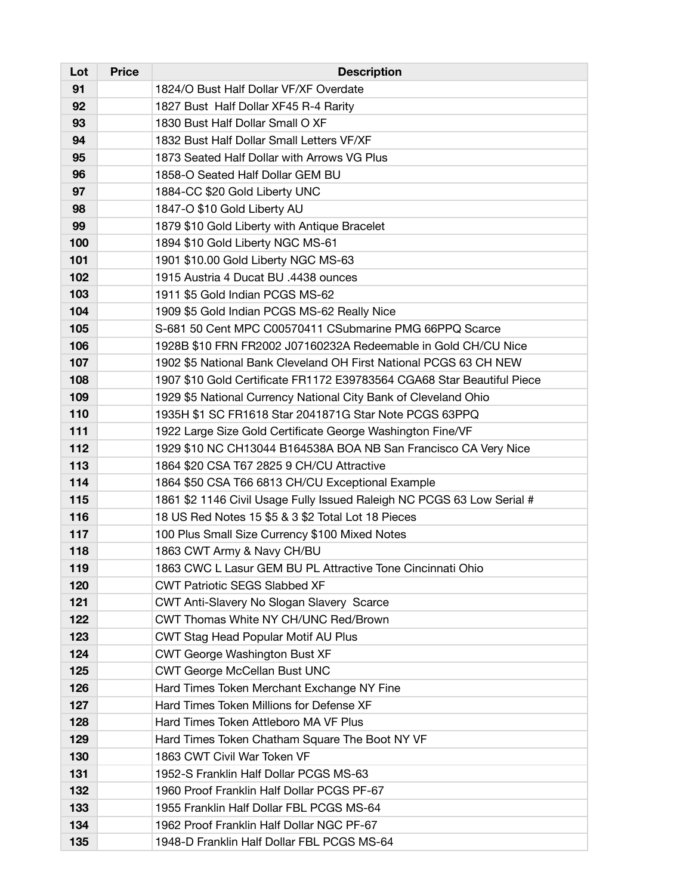| Lot | Price | Description |
| --- | --- | --- |
| 91 | | 1824/O Bust Half Dollar VF/XF Overdate |
| 92 | | 1827 Bust  Half Dollar XF45 R-4 Rarity |
| 93 | | 1830 Bust Half Dollar Small O XF |
| 94 | | 1832 Bust Half Dollar Small Letters VF/XF |
| 95 | | 1873 Seated Half Dollar with Arrows VG Plus |
| 96 | | 1858-O Seated Half Dollar GEM BU |
| 97 | | 1884-CC $20 Gold Liberty UNC |
| 98 | | 1847-O $10 Gold Liberty AU |
| 99 | | 1879 $10 Gold Liberty with Antique Bracelet |
| 100 | | 1894 $10 Gold Liberty NGC MS-61 |
| 101 | | 1901 $10.00 Gold Liberty NGC MS-63 |
| 102 | | 1915 Austria 4 Ducat BU .4438 ounces |
| 103 | | 1911 $5 Gold Indian PCGS MS-62 |
| 104 | | 1909 $5 Gold Indian PCGS MS-62 Really Nice |
| 105 | | S-681 50 Cent MPC C00570411 CSubmarine PMG 66PPQ Scarce |
| 106 | | 1928B $10 FRN FR2002 J07160232A Redeemable in Gold CH/CU Nice |
| 107 | | 1902 $5 National Bank Cleveland OH First National PCGS 63 CH NEW |
| 108 | | 1907 $10 Gold Certificate FR1172 E39783564 CGA68 Star Beautiful Piece |
| 109 | | 1929 $5 National Currency National City Bank of Cleveland Ohio |
| 110 | | 1935H $1 SC FR1618 Star 2041871G Star Note PCGS 63PPQ |
| 111 | | 1922 Large Size Gold Certificate George Washington Fine/VF |
| 112 | | 1929 $10 NC CH13044 B164538A BOA NB San Francisco CA Very Nice |
| 113 | | 1864 $20 CSA T67 2825 9 CH/CU Attractive |
| 114 | | 1864 $50 CSA T66 6813 CH/CU Exceptional Example |
| 115 | | 1861 $2 1146 Civil Usage Fully Issued Raleigh NC PCGS 63 Low Serial # |
| 116 | | 18 US Red Notes 15 $5 & 3 $2 Total Lot 18 Pieces |
| 117 | | 100 Plus Small Size Currency $100 Mixed Notes |
| 118 | | 1863 CWT Army & Navy CH/BU |
| 119 | | 1863 CWC L Lasur GEM BU PL Attractive Tone Cincinnati Ohio |
| 120 | | CWT Patriotic SEGS Slabbed XF |
| 121 | | CWT Anti-Slavery No Slogan Slavery  Scarce |
| 122 | | CWT Thomas White NY CH/UNC Red/Brown |
| 123 | | CWT Stag Head Popular Motif AU Plus |
| 124 | | CWT George Washington Bust XF |
| 125 | | CWT George McCellan Bust UNC |
| 126 | | Hard Times Token Merchant Exchange NY Fine |
| 127 | | Hard Times Token Millions for Defense XF |
| 128 | | Hard Times Token Attleboro MA VF Plus |
| 129 | | Hard Times Token Chatham Square The Boot NY VF |
| 130 | | 1863 CWT Civil War Token VF |
| 131 | | 1952-S Franklin Half Dollar PCGS MS-63 |
| 132 | | 1960 Proof Franklin Half Dollar PCGS PF-67 |
| 133 | | 1955 Franklin Half Dollar FBL PCGS MS-64 |
| 134 | | 1962 Proof Franklin Half Dollar NGC PF-67 |
| 135 | | 1948-D Franklin Half Dollar FBL PCGS MS-64 |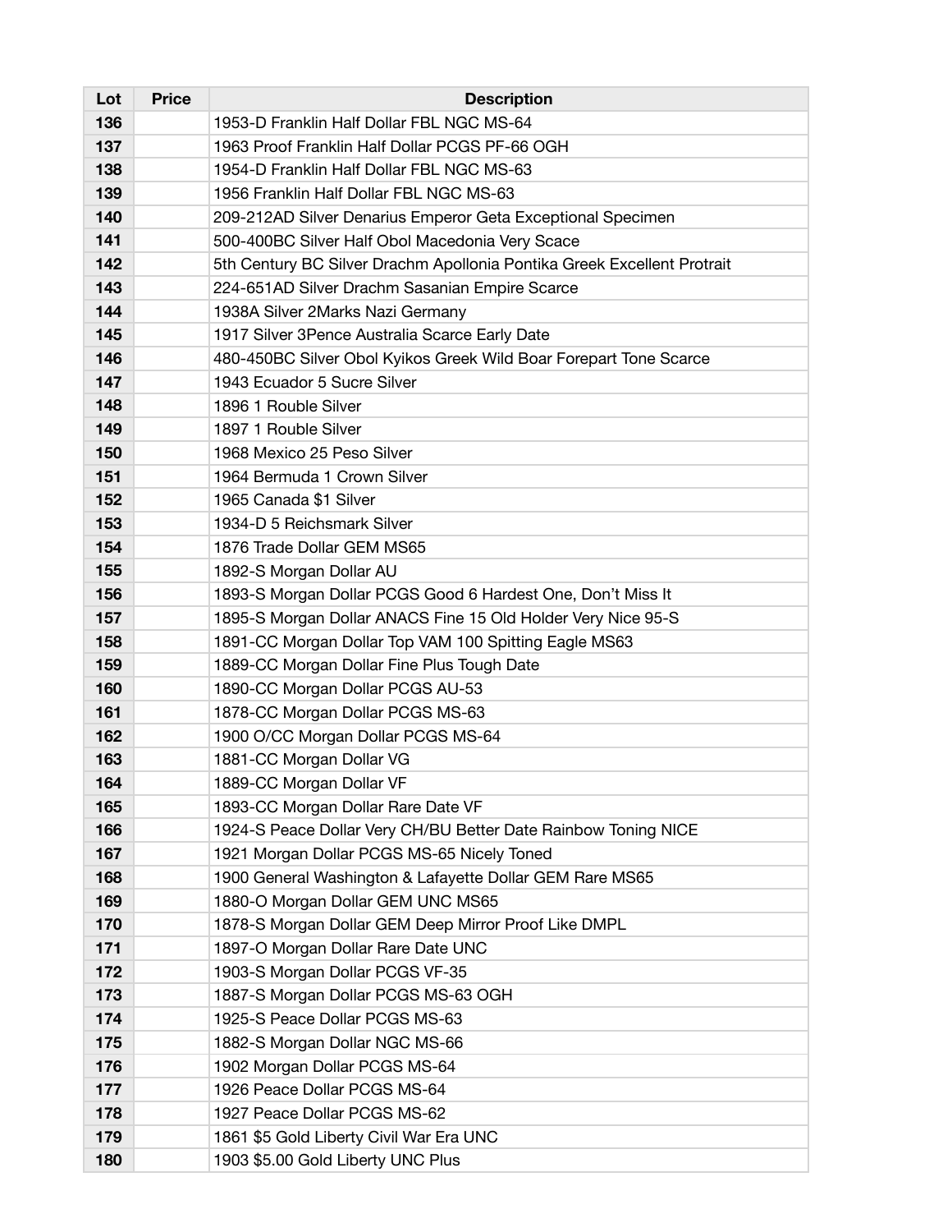| Lot | Price | Description |
|---|---|---|
| 136 | | 1953-D Franklin Half Dollar FBL NGC MS-64 |
| 137 | | 1963 Proof Franklin Half Dollar PCGS PF-66 OGH |
| 138 | | 1954-D Franklin Half Dollar FBL NGC MS-63 |
| 139 | | 1956 Franklin Half Dollar FBL NGC MS-63 |
| 140 | | 209-212AD Silver Denarius Emperor Geta Exceptional Specimen |
| 141 | | 500-400BC Silver Half Obol Macedonia Very Scace |
| 142 | | 5th Century BC Silver Drachm Apollonia Pontika Greek Excellent Protrait |
| 143 | | 224-651AD Silver Drachm Sasanian Empire Scarce |
| 144 | | 1938A Silver 2Marks Nazi Germany |
| 145 | | 1917 Silver 3Pence Australia Scarce Early Date |
| 146 | | 480-450BC Silver Obol Kyikos Greek Wild Boar Forepart Tone Scarce |
| 147 | | 1943 Ecuador 5 Sucre Silver |
| 148 | | 1896 1 Rouble Silver |
| 149 | | 1897 1 Rouble Silver |
| 150 | | 1968 Mexico 25 Peso Silver |
| 151 | | 1964 Bermuda 1 Crown Silver |
| 152 | | 1965 Canada $1 Silver |
| 153 | | 1934-D 5 Reichsmark Silver |
| 154 | | 1876 Trade Dollar GEM MS65 |
| 155 | | 1892-S Morgan Dollar AU |
| 156 | | 1893-S Morgan Dollar PCGS Good 6 Hardest One, Don't Miss It |
| 157 | | 1895-S Morgan Dollar ANACS Fine 15 Old Holder Very Nice 95-S |
| 158 | | 1891-CC Morgan Dollar Top VAM 100 Spitting Eagle MS63 |
| 159 | | 1889-CC Morgan Dollar Fine Plus Tough Date |
| 160 | | 1890-CC Morgan Dollar PCGS AU-53 |
| 161 | | 1878-CC Morgan Dollar PCGS MS-63 |
| 162 | | 1900 O/CC Morgan Dollar PCGS MS-64 |
| 163 | | 1881-CC Morgan Dollar VG |
| 164 | | 1889-CC Morgan Dollar VF |
| 165 | | 1893-CC Morgan Dollar Rare Date VF |
| 166 | | 1924-S Peace Dollar Very CH/BU Better Date Rainbow Toning NICE |
| 167 | | 1921 Morgan Dollar PCGS MS-65 Nicely Toned |
| 168 | | 1900 General Washington & Lafayette Dollar GEM Rare MS65 |
| 169 | | 1880-O Morgan Dollar GEM UNC MS65 |
| 170 | | 1878-S Morgan Dollar GEM Deep Mirror Proof Like DMPL |
| 171 | | 1897-O Morgan Dollar Rare Date UNC |
| 172 | | 1903-S Morgan Dollar PCGS VF-35 |
| 173 | | 1887-S Morgan Dollar PCGS MS-63 OGH |
| 174 | | 1925-S Peace Dollar PCGS MS-63 |
| 175 | | 1882-S Morgan Dollar NGC MS-66 |
| 176 | | 1902 Morgan Dollar PCGS MS-64 |
| 177 | | 1926 Peace Dollar PCGS MS-64 |
| 178 | | 1927 Peace Dollar PCGS MS-62 |
| 179 | | 1861 $5 Gold Liberty Civil War Era UNC |
| 180 | | 1903 $5.00 Gold Liberty UNC Plus |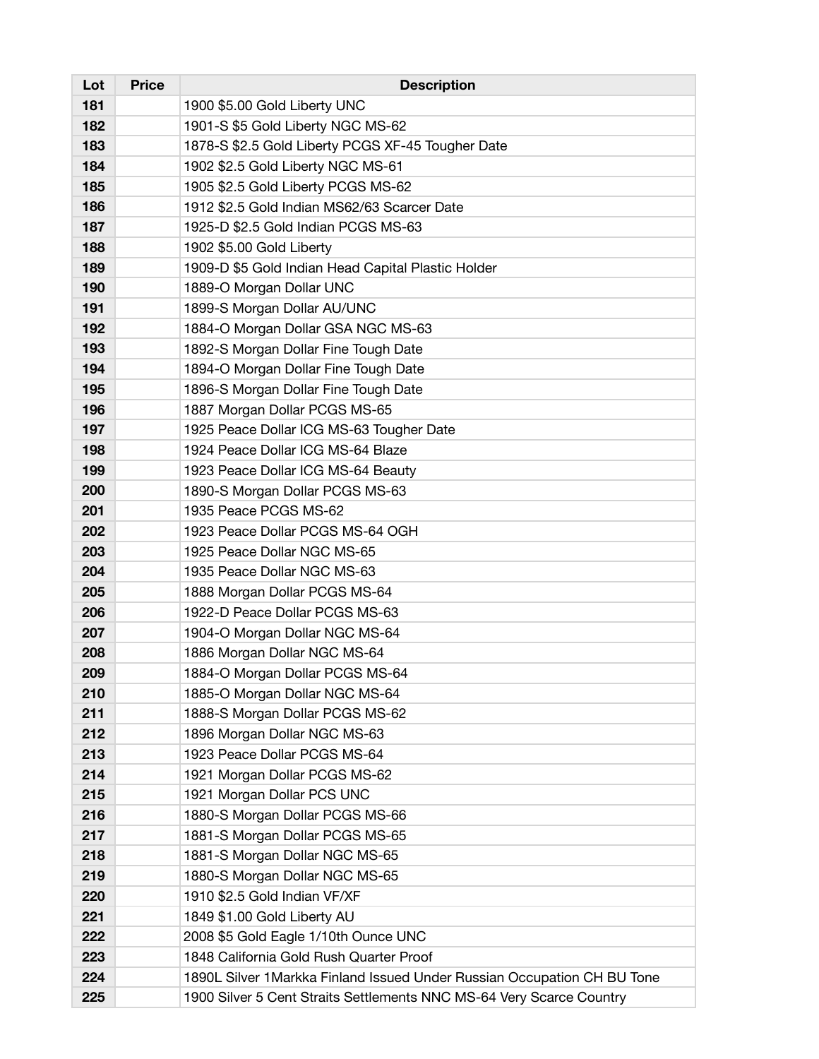| Lot | Price | Description |
| --- | --- | --- |
| **181** | | 1900 $5.00 Gold Liberty UNC |
| **182** | | 1901-S $5 Gold Liberty NGC MS-62 |
| **183** | | 1878-S $2.5 Gold Liberty PCGS XF-45 Tougher Date |
| **184** | | 1902 $2.5 Gold Liberty NGC MS-61 |
| **185** | | 1905 $2.5 Gold Liberty PCGS MS-62 |
| **186** | | 1912 $2.5 Gold Indian MS62/63 Scarcer Date |
| **187** | | 1925-D $2.5 Gold Indian PCGS MS-63 |
| **188** | | 1902 $5.00 Gold Liberty |
| **189** | | 1909-D $5 Gold Indian Head Capital Plastic Holder |
| **190** | | 1889-O Morgan Dollar UNC |
| **191** | | 1899-S Morgan Dollar AU/UNC |
| **192** | | 1884-O Morgan Dollar GSA NGC MS-63 |
| **193** | | 1892-S Morgan Dollar Fine Tough Date |
| **194** | | 1894-O Morgan Dollar Fine Tough Date |
| **195** | | 1896-S Morgan Dollar Fine Tough Date |
| **196** | | 1887 Morgan Dollar PCGS MS-65 |
| **197** | | 1925 Peace Dollar ICG MS-63 Tougher Date |
| **198** | | 1924 Peace Dollar ICG MS-64 Blaze |
| **199** | | 1923 Peace Dollar ICG MS-64 Beauty |
| **200** | | 1890-S Morgan Dollar PCGS MS-63 |
| **201** | | 1935 Peace PCGS MS-62 |
| **202** | | 1923 Peace Dollar PCGS MS-64 OGH |
| **203** | | 1925 Peace Dollar NGC MS-65 |
| **204** | | 1935 Peace Dollar NGC MS-63 |
| **205** | | 1888 Morgan Dollar PCGS MS-64 |
| **206** | | 1922-D Peace Dollar PCGS MS-63 |
| **207** | | 1904-O Morgan Dollar NGC MS-64 |
| **208** | | 1886 Morgan Dollar NGC MS-64 |
| **209** | | 1884-O Morgan Dollar PCGS MS-64 |
| **210** | | 1885-O Morgan Dollar NGC MS-64 |
| **211** | | 1888-S Morgan Dollar PCGS MS-62 |
| **212** | | 1896 Morgan Dollar NGC MS-63 |
| **213** | | 1923 Peace Dollar PCGS MS-64 |
| **214** | | 1921 Morgan Dollar PCGS MS-62 |
| **215** | | 1921 Morgan Dollar PCS UNC |
| **216** | | 1880-S Morgan Dollar PCGS MS-66 |
| **217** | | 1881-S Morgan Dollar PCGS MS-65 |
| **218** | | 1881-S Morgan Dollar NGC MS-65 |
| **219** | | 1880-S Morgan Dollar NGC MS-65 |
| **220** | | 1910 $2.5 Gold Indian VF/XF |
| **221** | | 1849 $1.00 Gold Liberty AU |
| **222** | | 2008 $5 Gold Eagle 1/10th Ounce UNC |
| **223** | | 1848 California Gold Rush Quarter Proof |
| **224** | | 1890L Silver 1Markka Finland Issued Under Russian Occupation CH BU Tone |
| **225** | | 1900 Silver 5 Cent Straits Settlements NNC MS-64 Very Scarce Country |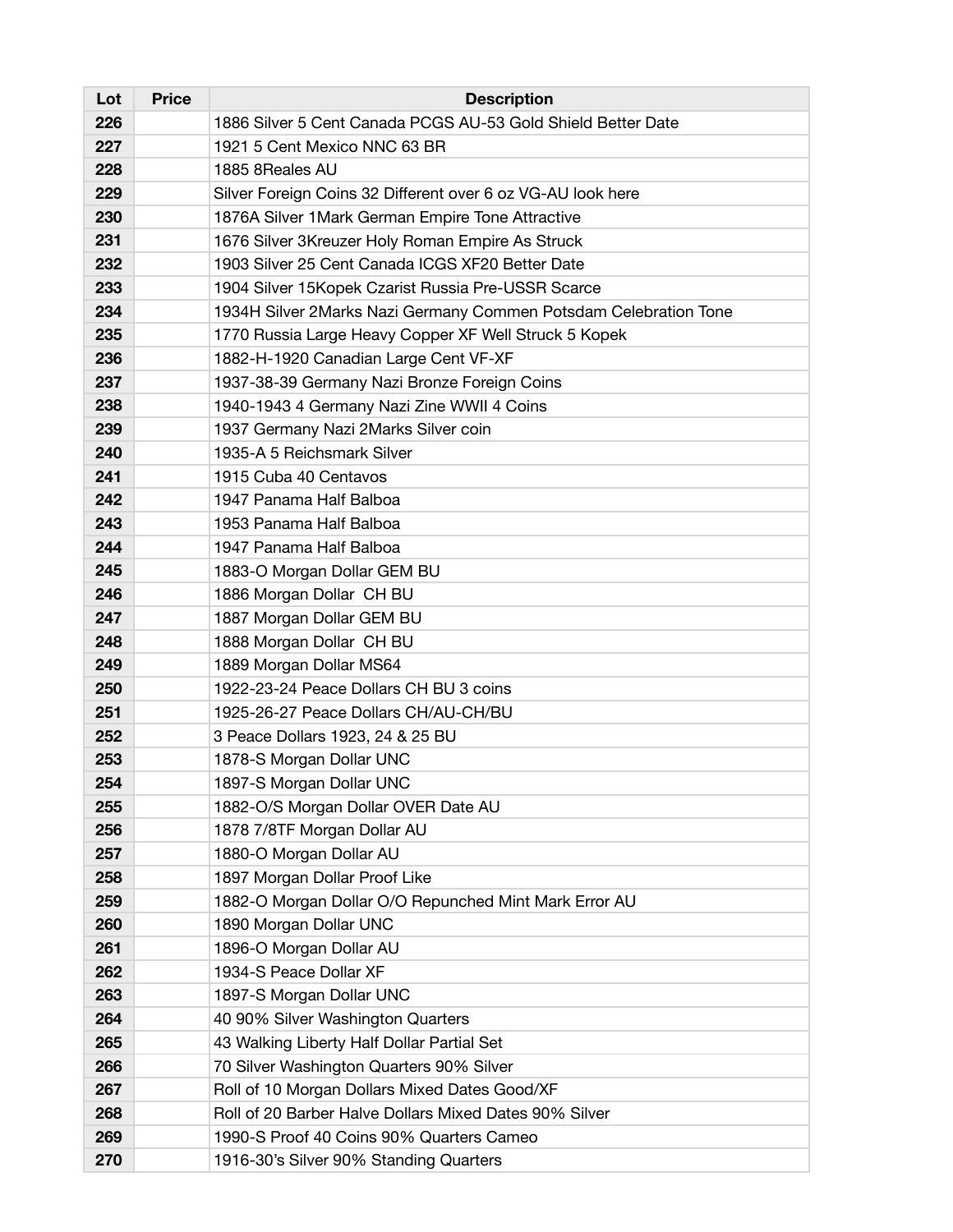| Lot | Price | Description |
| --- | --- | --- |
| **226** | | 1886 Silver 5 Cent Canada PCGS AU-53 Gold Shield Better Date |
| **227** | | 1921 5 Cent Mexico NNC 63 BR |
| **228** | | 1885 8Reales AU |
| **229** | | Silver Foreign Coins 32 Different over 6 oz VG-AU look here |
| **230** | | 1876A Silver 1Mark German Empire Tone Attractive |
| **231** | | 1676 Silver 3Kreuzer Holy Roman Empire As Struck |
| **232** | | 1903 Silver 25 Cent Canada ICGS XF20 Better Date |
| **233** | | 1904 Silver 15Kopek Czarist Russia Pre-USSR Scarce |
| **234** | | 1934H Silver 2Marks Nazi Germany Commen Potsdam Celebration Tone |
| **235** | | 1770 Russia Large Heavy Copper XF Well Struck 5 Kopek |
| **236** | | 1882-H-1920 Canadian Large Cent VF-XF |
| **237** | | 1937-38-39 Germany Nazi Bronze Foreign Coins |
| **238** | | 1940-1943 4 Germany Nazi Zine WWII 4 Coins |
| **239** | | 1937 Germany Nazi 2Marks Silver coin |
| **240** | | 1935-A 5 Reichsmark Silver |
| **241** | | 1915 Cuba 40 Centavos |
| **242** | | 1947 Panama Half Balboa |
| **243** | | 1953 Panama Half Balboa |
| **244** | | 1947 Panama Half Balboa |
| **245** | | 1883-O Morgan Dollar GEM BU |
| **246** | | 1886 Morgan Dollar CH BU |
| **247** | | 1887 Morgan Dollar GEM BU |
| **248** | | 1888 Morgan Dollar CH BU |
| **249** | | 1889 Morgan Dollar MS64 |
| **250** | | 1922-23-24 Peace Dollars CH BU 3 coins |
| **251** | | 1925-26-27 Peace Dollars CH/AU-CH/BU |
| **252** | | 3 Peace Dollars 1923, 24 & 25 BU |
| **253** | | 1878-S Morgan Dollar UNC |
| **254** | | 1897-S Morgan Dollar UNC |
| **255** | | 1882-O/S Morgan Dollar OVER Date AU |
| **256** | | 1878 7/8TF Morgan Dollar AU |
| **257** | | 1880-O Morgan Dollar AU |
| **258** | | 1897 Morgan Dollar Proof Like |
| **259** | | 1882-O Morgan Dollar O/O Repunched Mint Mark Error AU |
| **260** | | 1890 Morgan Dollar UNC |
| **261** | | 1896-O Morgan Dollar AU |
| **262** | | 1934-S Peace Dollar XF |
| **263** | | 1897-S Morgan Dollar UNC |
| **264** | | 40 90% Silver Washington Quarters |
| **265** | | 43 Walking Liberty Half Dollar Partial Set |
| **266** | | 70 Silver Washington Quarters 90% Silver |
| **267** | | Roll of 10 Morgan Dollars Mixed Dates Good/XF |
| **268** | | Roll of 20 Barber Halve Dollars Mixed Dates 90% Silver |
| **269** | | 1990-S Proof 40 Coins 90% Quarters Cameo |
| **270** | | 1916-30's Silver 90% Standing Quarters |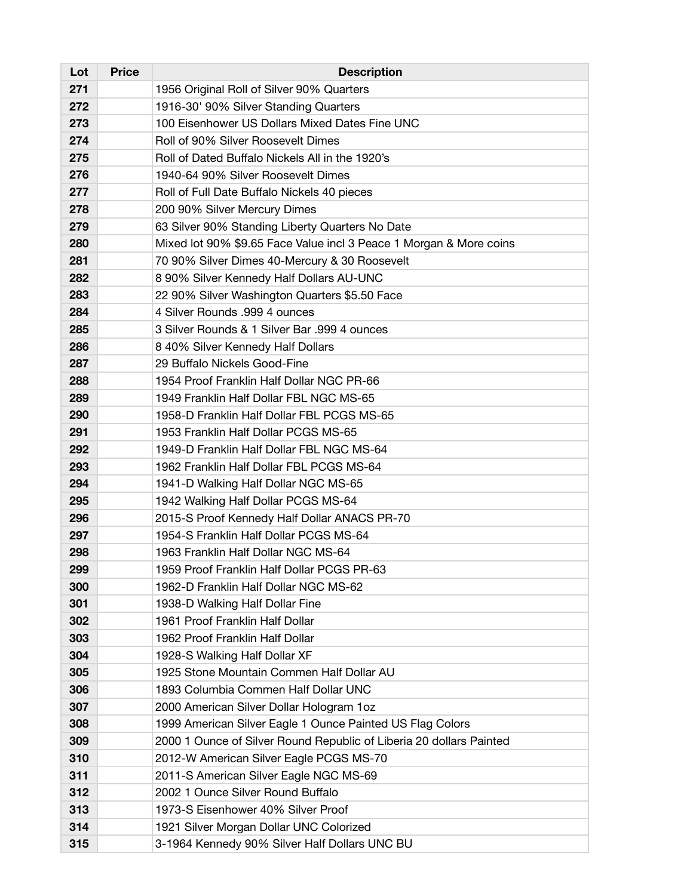| Lot | Price | Description |
| --- | --- | --- |
| 271 | | 1956 Original Roll of Silver 90% Quarters |
| 272 | | 1916-30' 90% Silver Standing Quarters |
| 273 | | 100 Eisenhower US Dollars Mixed Dates Fine UNC |
| 274 | | Roll of 90% Silver Roosevelt Dimes |
| 275 | | Roll of Dated Buffalo Nickels All in the 1920's |
| 276 | | 1940-64 90% Silver Roosevelt Dimes |
| 277 | | Roll of Full Date Buffalo Nickels 40 pieces |
| 278 | | 200 90% Silver Mercury Dimes |
| 279 | | 63 Silver 90% Standing Liberty Quarters No Date |
| 280 | | Mixed lot 90% $9.65 Face Value incl 3 Peace 1 Morgan & More coins |
| 281 | | 70 90% Silver Dimes 40-Mercury & 30 Roosevelt |
| 282 | | 8 90% Silver Kennedy Half Dollars AU-UNC |
| 283 | | 22 90% Silver Washington Quarters $5.50 Face |
| 284 | | 4 Silver Rounds .999 4 ounces |
| 285 | | 3 Silver Rounds & 1 Silver Bar .999 4 ounces |
| 286 | | 8 40% Silver Kennedy Half Dollars |
| 287 | | 29 Buffalo Nickels Good-Fine |
| 288 | | 1954 Proof Franklin Half Dollar NGC PR-66 |
| 289 | | 1949 Franklin Half Dollar FBL NGC MS-65 |
| 290 | | 1958-D Franklin Half Dollar FBL PCGS MS-65 |
| 291 | | 1953 Franklin Half Dollar PCGS MS-65 |
| 292 | | 1949-D Franklin Half Dollar FBL NGC MS-64 |
| 293 | | 1962 Franklin Half Dollar FBL PCGS MS-64 |
| 294 | | 1941-D Walking Half Dollar NGC MS-65 |
| 295 | | 1942 Walking Half Dollar PCGS MS-64 |
| 296 | | 2015-S Proof Kennedy Half Dollar ANACS PR-70 |
| 297 | | 1954-S Franklin Half Dollar PCGS MS-64 |
| 298 | | 1963 Franklin Half Dollar NGC MS-64 |
| 299 | | 1959 Proof Franklin Half Dollar PCGS PR-63 |
| 300 | | 1962-D Franklin Half Dollar NGC MS-62 |
| 301 | | 1938-D Walking Half Dollar Fine |
| 302 | | 1961 Proof Franklin Half Dollar |
| 303 | | 1962 Proof Franklin Half Dollar |
| 304 | | 1928-S Walking Half Dollar XF |
| 305 | | 1925 Stone Mountain Commen Half Dollar AU |
| 306 | | 1893 Columbia Commen Half Dollar UNC |
| 307 | | 2000 American Silver Dollar Hologram 1oz |
| 308 | | 1999 American Silver Eagle 1 Ounce Painted US Flag Colors |
| 309 | | 2000 1 Ounce of Silver Round Republic of Liberia 20 dollars Painted |
| 310 | | 2012-W American Silver Eagle PCGS MS-70 |
| 311 | | 2011-S American Silver Eagle NGC MS-69 |
| 312 | | 2002 1 Ounce Silver Round Buffalo |
| 313 | | 1973-S Eisenhower 40% Silver Proof |
| 314 | | 1921 Silver Morgan Dollar UNC Colorized |
| 315 | | 3-1964 Kennedy 90% Silver Half Dollars UNC BU |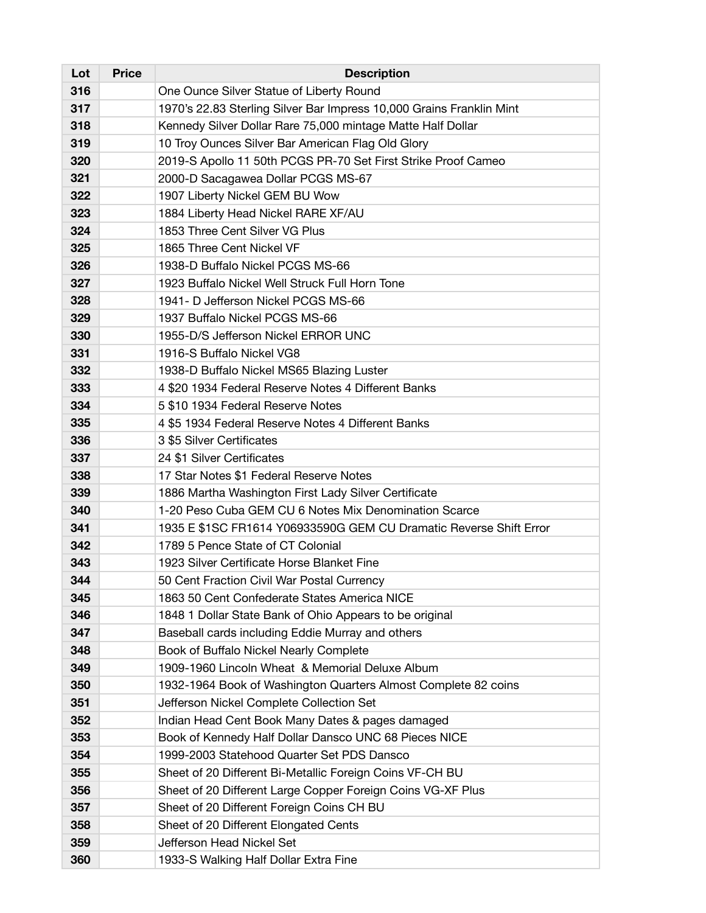| Lot | Price | Description |
|---|---|---|
| 316 | | One Ounce Silver Statue of Liberty Round |
| 317 | | 1970’s 22.83 Sterling Silver Bar Impress 10,000 Grains Franklin Mint |
| 318 | | Kennedy Silver Dollar Rare 75,000 mintage Matte Half Dollar |
| 319 | | 10 Troy Ounces Silver Bar American Flag Old Glory |
| 320 | | 2019-S Apollo 11 50th PCGS PR-70 Set First Strike Proof Cameo |
| 321 | | 2000-D Sacagawea Dollar PCGS MS-67 |
| 322 | | 1907 Liberty Nickel GEM BU Wow |
| 323 | | 1884 Liberty Head Nickel RARE XF/AU |
| 324 | | 1853 Three Cent Silver VG Plus |
| 325 | | 1865 Three Cent Nickel VF |
| 326 | | 1938-D Buffalo Nickel PCGS MS-66 |
| 327 | | 1923 Buffalo Nickel Well Struck Full Horn Tone |
| 328 | | 1941- D Jefferson Nickel PCGS MS-66 |
| 329 | | 1937 Buffalo Nickel PCGS MS-66 |
| 330 | | 1955-D/S Jefferson Nickel ERROR UNC |
| 331 | | 1916-S Buffalo Nickel VG8 |
| 332 | | 1938-D Buffalo Nickel MS65 Blazing Luster |
| 333 | | 4 $20 1934 Federal Reserve Notes 4 Different Banks |
| 334 | | 5 $10 1934 Federal Reserve Notes |
| 335 | | 4 $5 1934 Federal Reserve Notes 4 Different Banks |
| 336 | | 3 $5 Silver Certificates |
| 337 | | 24 $1 Silver Certificates |
| 338 | | 17 Star Notes $1 Federal Reserve Notes |
| 339 | | 1886 Martha Washington First Lady Silver Certificate |
| 340 | | 1-20 Peso Cuba GEM CU 6 Notes Mix Denomination Scarce |
| 341 | | 1935 E $1SC FR1614 Y06933590G GEM CU Dramatic Reverse Shift Error |
| 342 | | 1789 5 Pence State of CT Colonial |
| 343 | | 1923 Silver Certificate Horse Blanket Fine |
| 344 | | 50 Cent Fraction Civil War Postal Currency |
| 345 | | 1863 50 Cent Confederate States America NICE |
| 346 | | 1848 1 Dollar State Bank of Ohio Appears to be original |
| 347 | | Baseball cards including Eddie Murray and others |
| 348 | | Book of Buffalo Nickel Nearly Complete |
| 349 | | 1909-1960 Lincoln Wheat & Memorial Deluxe Album |
| 350 | | 1932-1964 Book of Washington Quarters Almost Complete 82 coins |
| 351 | | Jefferson Nickel Complete Collection Set |
| 352 | | Indian Head Cent Book Many Dates & pages damaged |
| 353 | | Book of Kennedy Half Dollar Dansco UNC 68 Pieces NICE |
| 354 | | 1999-2003 Statehood Quarter Set PDS Dansco |
| 355 | | Sheet of 20 Different Bi-Metallic Foreign Coins VF-CH BU |
| 356 | | Sheet of 20 Different Large Copper Foreign Coins VG-XF Plus |
| 357 | | Sheet of 20 Different Foreign Coins CH BU |
| 358 | | Sheet of 20 Different Elongated Cents |
| 359 | | Jefferson Head Nickel Set |
| 360 | | 1933-S Walking Half Dollar Extra Fine |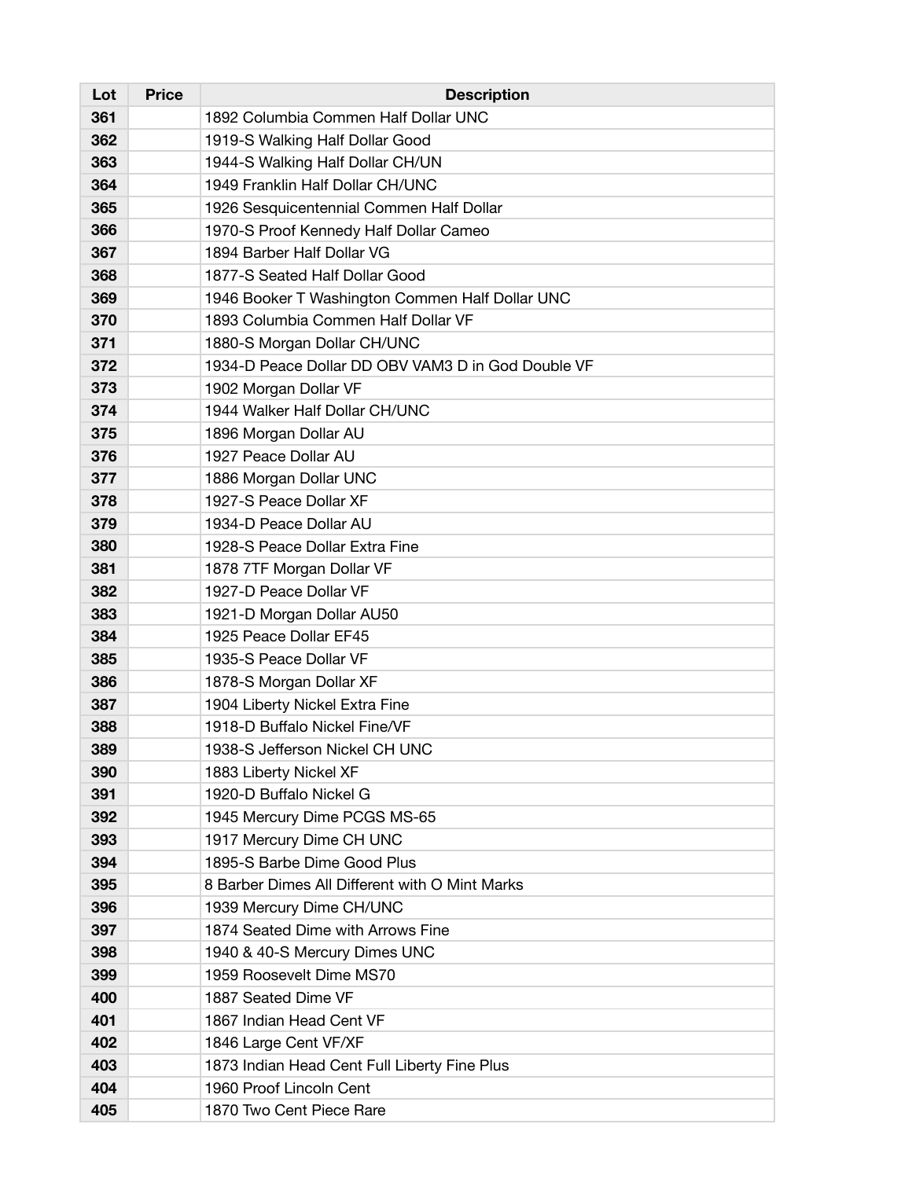| Lot | Price | Description |
| --- | --- | --- |
| 361 | | 1892 Columbia Commen Half Dollar UNC |
| 362 | | 1919-S Walking Half Dollar Good |
| 363 | | 1944-S Walking Half Dollar CH/UN |
| 364 | | 1949 Franklin Half Dollar CH/UNC |
| 365 | | 1926 Sesquicentennial Commen Half Dollar |
| 366 | | 1970-S Proof Kennedy Half Dollar Cameo |
| 367 | | 1894 Barber Half Dollar VG |
| 368 | | 1877-S Seated Half Dollar Good |
| 369 | | 1946 Booker T Washington Commen Half Dollar UNC |
| 370 | | 1893 Columbia Commen Half Dollar VF |
| 371 | | 1880-S Morgan Dollar CH/UNC |
| 372 | | 1934-D Peace Dollar DD OBV VAM3 D in God Double VF |
| 373 | | 1902 Morgan Dollar VF |
| 374 | | 1944 Walker Half Dollar CH/UNC |
| 375 | | 1896 Morgan Dollar AU |
| 376 | | 1927 Peace Dollar AU |
| 377 | | 1886 Morgan Dollar UNC |
| 378 | | 1927-S Peace Dollar XF |
| 379 | | 1934-D Peace Dollar AU |
| 380 | | 1928-S Peace Dollar Extra Fine |
| 381 | | 1878 7TF Morgan Dollar VF |
| 382 | | 1927-D Peace Dollar VF |
| 383 | | 1921-D Morgan Dollar AU50 |
| 384 | | 1925 Peace Dollar EF45 |
| 385 | | 1935-S Peace Dollar VF |
| 386 | | 1878-S Morgan Dollar XF |
| 387 | | 1904 Liberty Nickel Extra Fine |
| 388 | | 1918-D Buffalo Nickel Fine/VF |
| 389 | | 1938-S Jefferson Nickel CH UNC |
| 390 | | 1883 Liberty Nickel XF |
| 391 | | 1920-D Buffalo Nickel G |
| 392 | | 1945 Mercury Dime PCGS MS-65 |
| 393 | | 1917 Mercury Dime CH UNC |
| 394 | | 1895-S Barbe Dime Good Plus |
| 395 | | 8 Barber Dimes All Different with O Mint Marks |
| 396 | | 1939 Mercury Dime CH/UNC |
| 397 | | 1874 Seated Dime with Arrows Fine |
| 398 | | 1940 & 40-S Mercury Dimes UNC |
| 399 | | 1959 Roosevelt Dime MS70 |
| 400 | | 1887 Seated Dime VF |
| 401 | | 1867 Indian Head Cent VF |
| 402 | | 1846 Large Cent VF/XF |
| 403 | | 1873 Indian Head Cent Full Liberty Fine Plus |
| 404 | | 1960 Proof Lincoln Cent |
| 405 | | 1870 Two Cent Piece Rare |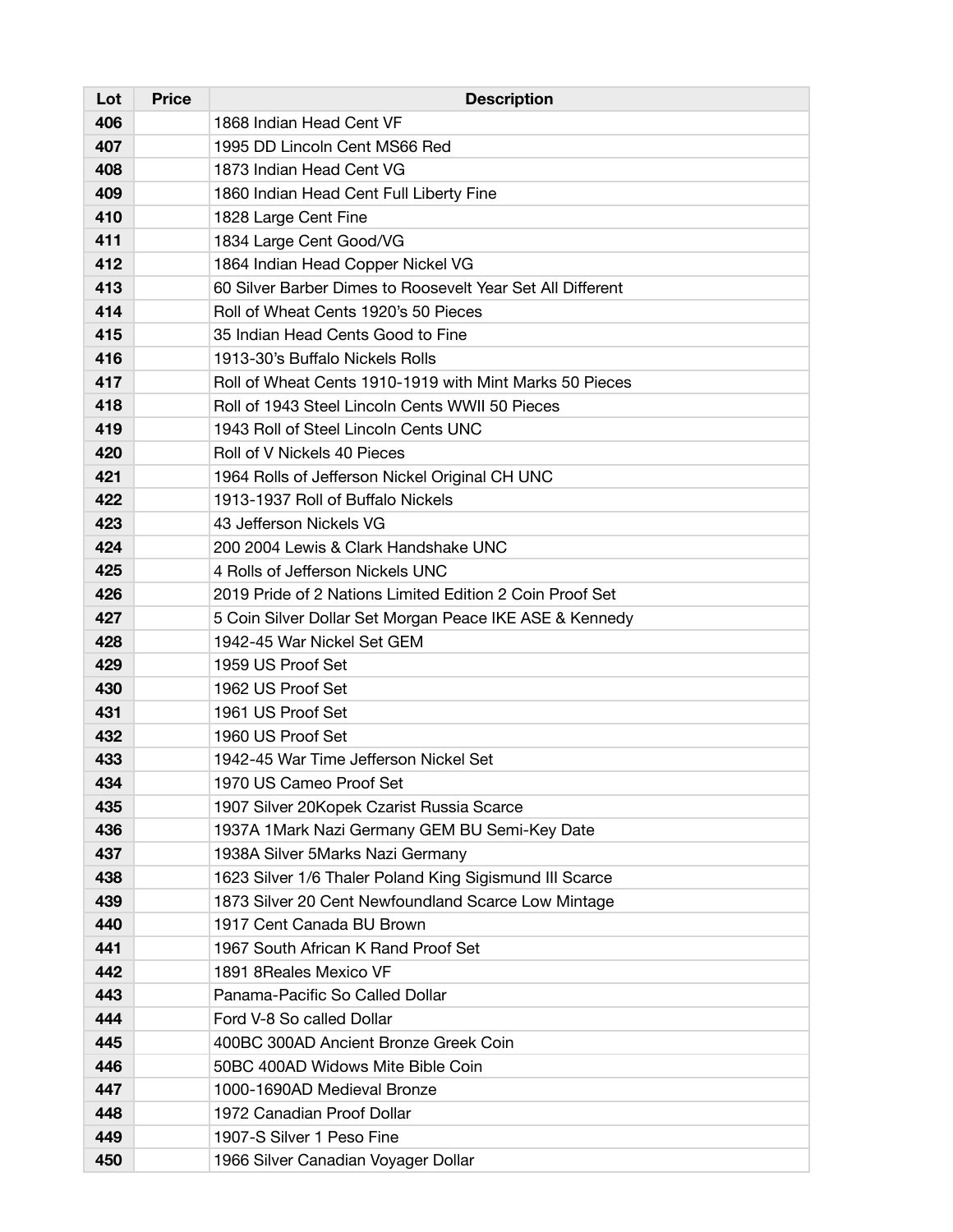| Lot | Price | Description |
| --- | --- | --- |
| 406 | | 1868 Indian Head Cent VF |
| 407 | | 1995 DD Lincoln Cent MS66 Red |
| 408 | | 1873 Indian Head Cent VG |
| 409 | | 1860 Indian Head Cent Full Liberty Fine |
| 410 | | 1828 Large Cent Fine |
| 411 | | 1834 Large Cent Good/VG |
| 412 | | 1864 Indian Head Copper Nickel VG |
| 413 | | 60 Silver Barber Dimes to Roosevelt Year Set All Different |
| 414 | | Roll of Wheat Cents 1920's 50 Pieces |
| 415 | | 35 Indian Head Cents Good to Fine |
| 416 | | 1913-30's Buffalo Nickels Rolls |
| 417 | | Roll of Wheat Cents 1910-1919 with Mint Marks 50 Pieces |
| 418 | | Roll of 1943 Steel Lincoln Cents WWII 50 Pieces |
| 419 | | 1943 Roll of Steel Lincoln Cents UNC |
| 420 | | Roll of V Nickels 40 Pieces |
| 421 | | 1964 Rolls of Jefferson Nickel Original CH UNC |
| 422 | | 1913-1937 Roll of Buffalo Nickels |
| 423 | | 43 Jefferson Nickels VG |
| 424 | | 200 2004 Lewis & Clark Handshake UNC |
| 425 | | 4 Rolls of Jefferson Nickels UNC |
| 426 | | 2019 Pride of 2 Nations Limited Edition 2 Coin Proof Set |
| 427 | | 5 Coin Silver Dollar Set Morgan Peace IKE ASE & Kennedy |
| 428 | | 1942-45 War Nickel Set GEM |
| 429 | | 1959 US Proof Set |
| 430 | | 1962 US Proof Set |
| 431 | | 1961 US Proof Set |
| 432 | | 1960 US Proof Set |
| 433 | | 1942-45 War Time Jefferson Nickel Set |
| 434 | | 1970 US Cameo Proof Set |
| 435 | | 1907 Silver 20Kopek Czarist Russia Scarce |
| 436 | | 1937A 1Mark Nazi Germany GEM BU Semi-Key Date |
| 437 | | 1938A Silver 5Marks Nazi Germany |
| 438 | | 1623 Silver 1/6 Thaler Poland King Sigismund III Scarce |
| 439 | | 1873 Silver 20 Cent Newfoundland Scarce Low Mintage |
| 440 | | 1917 Cent Canada BU Brown |
| 441 | | 1967 South African K Rand Proof Set |
| 442 | | 1891 8Reales Mexico VF |
| 443 | | Panama-Pacific So Called Dollar |
| 444 | | Ford V-8 So called Dollar |
| 445 | | 400BC 300AD Ancient Bronze Greek Coin |
| 446 | | 50BC 400AD Widows Mite Bible Coin |
| 447 | | 1000-1690AD Medieval Bronze |
| 448 | | 1972 Canadian Proof Dollar |
| 449 | | 1907-S Silver 1 Peso Fine |
| 450 | | 1966 Silver Canadian Voyager Dollar |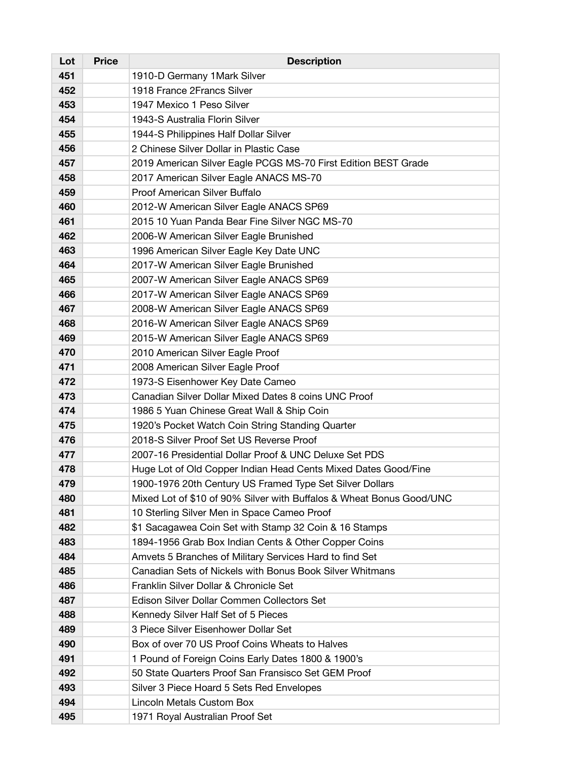| Lot | Price | Description |
| --- | --- | --- |
| 451 | | 1910-D Germany 1Mark Silver |
| 452 | | 1918 France 2Francs Silver |
| 453 | | 1947 Mexico 1 Peso Silver |
| 454 | | 1943-S Australia Florin Silver |
| 455 | | 1944-S Philippines Half Dollar Silver |
| 456 | | 2 Chinese Silver Dollar in Plastic Case |
| 457 | | 2019 American Silver Eagle PCGS MS-70 First Edition BEST Grade |
| 458 | | 2017 American Silver Eagle ANACS MS-70 |
| 459 | | Proof American Silver Buffalo |
| 460 | | 2012-W American Silver Eagle ANACS SP69 |
| 461 | | 2015 10 Yuan Panda Bear Fine Silver NGC MS-70 |
| 462 | | 2006-W American Silver Eagle Brunished |
| 463 | | 1996 American Silver Eagle Key Date UNC |
| 464 | | 2017-W American Silver Eagle Brunished |
| 465 | | 2007-W American Silver Eagle ANACS SP69 |
| 466 | | 2017-W American Silver Eagle ANACS SP69 |
| 467 | | 2008-W American Silver Eagle ANACS SP69 |
| 468 | | 2016-W American Silver Eagle ANACS SP69 |
| 469 | | 2015-W American Silver Eagle ANACS SP69 |
| 470 | | 2010 American Silver Eagle Proof |
| 471 | | 2008 American Silver Eagle Proof |
| 472 | | 1973-S Eisenhower Key Date Cameo |
| 473 | | Canadian Silver Dollar Mixed Dates 8 coins UNC Proof |
| 474 | | 1986 5 Yuan Chinese Great Wall & Ship Coin |
| 475 | | 1920's Pocket Watch Coin String Standing Quarter |
| 476 | | 2018-S Silver Proof Set US Reverse Proof |
| 477 | | 2007-16 Presidential Dollar Proof & UNC Deluxe Set PDS |
| 478 | | Huge Lot of Old Copper Indian Head Cents Mixed Dates Good/Fine |
| 479 | | 1900-1976 20th Century US Framed Type Set Silver Dollars |
| 480 | | Mixed Lot of $10 of 90% Silver with Buffalos & Wheat Bonus Good/UNC |
| 481 | | 10 Sterling Silver Men in Space Cameo Proof |
| 482 | | $1 Sacagawea Coin Set with Stamp 32 Coin & 16 Stamps |
| 483 | | 1894-1956 Grab Box Indian Cents & Other Copper Coins |
| 484 | | Amvets 5 Branches of Military Services Hard to find Set |
| 485 | | Canadian Sets of Nickels with Bonus Book Silver Whitmans |
| 486 | | Franklin Silver Dollar & Chronicle Set |
| 487 | | Edison Silver Dollar Commen Collectors Set |
| 488 | | Kennedy Silver Half Set of 5 Pieces |
| 489 | | 3 Piece Silver Eisenhower Dollar Set |
| 490 | | Box of over 70 US Proof Coins Wheats to Halves |
| 491 | | 1 Pound of Foreign Coins Early Dates 1800 & 1900's |
| 492 | | 50 State Quarters Proof San Fransisco Set GEM Proof |
| 493 | | Silver 3 Piece Hoard 5 Sets Red Envelopes |
| 494 | | Lincoln Metals Custom Box |
| 495 | | 1971 Royal Australian Proof Set |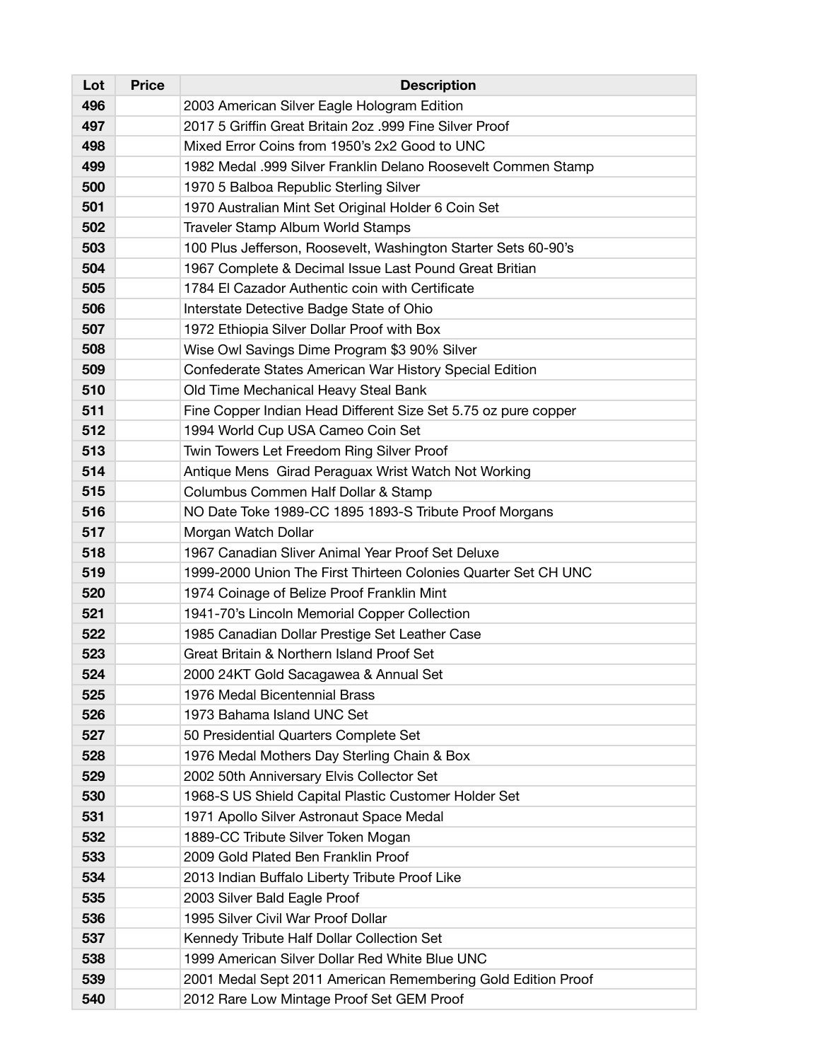| Lot | Price | Description |
|---|---|---|
| 496 | | 2003 American Silver Eagle Hologram Edition |
| 497 | | 2017 5 Griffin Great Britain 2oz .999 Fine Silver Proof |
| 498 | | Mixed Error Coins from 1950's 2x2 Good to UNC |
| 499 | | 1982 Medal .999 Silver Franklin Delano Roosevelt Commen Stamp |
| 500 | | 1970 5 Balboa Republic Sterling Silver |
| 501 | | 1970 Australian Mint Set Original Holder 6 Coin Set |
| 502 | | Traveler Stamp Album World Stamps |
| 503 | | 100 Plus Jefferson, Roosevelt, Washington Starter Sets 60-90's |
| 504 | | 1967 Complete & Decimal Issue Last Pound Great Britian |
| 505 | | 1784 El Cazador Authentic coin with Certificate |
| 506 | | Interstate Detective Badge State of Ohio |
| 507 | | 1972 Ethiopia Silver Dollar Proof with Box |
| 508 | | Wise Owl Savings Dime Program $3 90% Silver |
| 509 | | Confederate States American War History Special Edition |
| 510 | | Old Time Mechanical Heavy Steal Bank |
| 511 | | Fine Copper Indian Head Different Size Set 5.75 oz pure copper |
| 512 | | 1994 World Cup USA Cameo Coin Set |
| 513 | | Twin Towers Let Freedom Ring Silver Proof |
| 514 | | Antique Mens  Girad Peraguax Wrist Watch Not Working |
| 515 | | Columbus Commen Half Dollar & Stamp |
| 516 | | NO Date Toke 1989-CC 1895 1893-S Tribute Proof Morgans |
| 517 | | Morgan Watch Dollar |
| 518 | | 1967 Canadian Sliver Animal Year Proof Set Deluxe |
| 519 | | 1999-2000 Union The First Thirteen Colonies Quarter Set CH UNC |
| 520 | | 1974 Coinage of Belize Proof Franklin Mint |
| 521 | | 1941-70's Lincoln Memorial Copper Collection |
| 522 | | 1985 Canadian Dollar Prestige Set Leather Case |
| 523 | | Great Britain & Northern Island Proof Set |
| 524 | | 2000 24KT Gold Sacagawea & Annual Set |
| 525 | | 1976 Medal Bicentennial Brass |
| 526 | | 1973 Bahama Island UNC Set |
| 527 | | 50 Presidential Quarters Complete Set |
| 528 | | 1976 Medal Mothers Day Sterling Chain & Box |
| 529 | | 2002 50th Anniversary Elvis Collector Set |
| 530 | | 1968-S US Shield Capital Plastic Customer Holder Set |
| 531 | | 1971 Apollo Silver Astronaut Space Medal |
| 532 | | 1889-CC Tribute Silver Token Mogan |
| 533 | | 2009 Gold Plated Ben Franklin Proof |
| 534 | | 2013 Indian Buffalo Liberty Tribute Proof Like |
| 535 | | 2003 Silver Bald Eagle Proof |
| 536 | | 1995 Silver Civil War Proof Dollar |
| 537 | | Kennedy Tribute Half Dollar Collection Set |
| 538 | | 1999 American Silver Dollar Red White Blue UNC |
| 539 | | 2001 Medal Sept 2011 American Remembering Gold Edition Proof |
| 540 | | 2012 Rare Low Mintage Proof Set GEM Proof |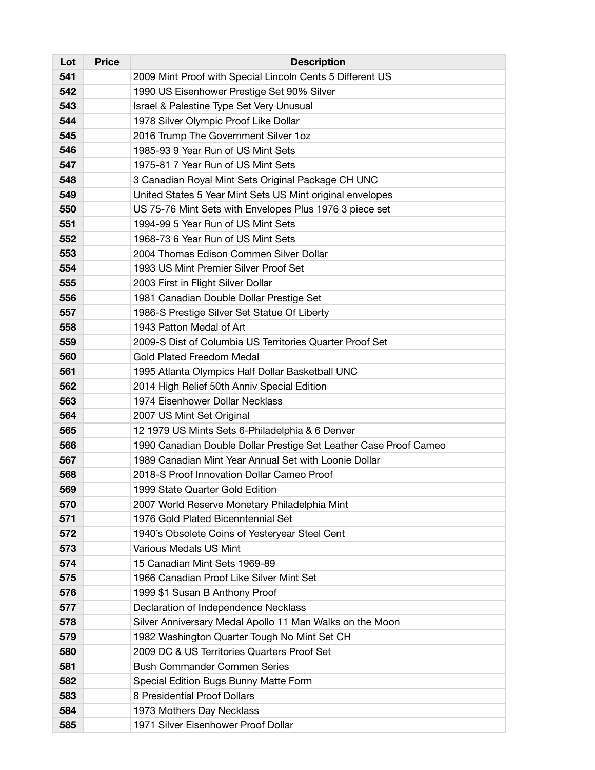| Lot | Price | Description |
| --- | --- | --- |
| 541 | | 2009 Mint Proof with Special Lincoln Cents 5 Different US |
| 542 | | 1990 US Eisenhower Prestige Set 90% Silver |
| 543 | | Israel & Palestine Type Set Very Unusual |
| 544 | | 1978 Silver Olympic Proof Like Dollar |
| 545 | | 2016 Trump The Government Silver 1oz |
| 546 | | 1985-93 9 Year Run of US Mint Sets |
| 547 | | 1975-81 7 Year Run of US Mint Sets |
| 548 | | 3 Canadian Royal Mint Sets Original Package CH UNC |
| 549 | | United States 5 Year Mint Sets US Mint original envelopes |
| 550 | | US 75-76 Mint Sets with Envelopes Plus 1976 3 piece set |
| 551 | | 1994-99 5 Year Run of US Mint Sets |
| 552 | | 1968-73 6 Year Run of US Mint Sets |
| 553 | | 2004 Thomas Edison Commen Silver Dollar |
| 554 | | 1993 US Mint Premier Silver Proof Set |
| 555 | | 2003 First in Flight Silver Dollar |
| 556 | | 1981 Canadian Double Dollar Prestige Set |
| 557 | | 1986-S Prestige Silver Set Statue Of Liberty |
| 558 | | 1943 Patton Medal of Art |
| 559 | | 2009-S Dist of Columbia US Territories Quarter Proof Set |
| 560 | | Gold Plated Freedom Medal |
| 561 | | 1995 Atlanta Olympics Half Dollar Basketball UNC |
| 562 | | 2014 High Relief 50th Anniv Special Edition |
| 563 | | 1974 Eisenhower Dollar Necklass |
| 564 | | 2007 US Mint Set Original |
| 565 | | 12 1979 US Mints Sets 6-Philadelphia & 6 Denver |
| 566 | | 1990 Canadian Double Dollar Prestige Set Leather Case Proof Cameo |
| 567 | | 1989 Canadian Mint Year Annual Set with Loonie Dollar |
| 568 | | 2018-S Proof Innovation Dollar Cameo Proof |
| 569 | | 1999 State Quarter Gold Edition |
| 570 | | 2007 World Reserve Monetary Philadelphia Mint |
| 571 | | 1976 Gold Plated Bicenntennial Set |
| 572 | | 1940's Obsolete Coins of Yesteryear Steel Cent |
| 573 | | Various Medals US Mint |
| 574 | | 15 Canadian Mint Sets 1969-89 |
| 575 | | 1966 Canadian Proof Like Silver Mint Set |
| 576 | | 1999 $1 Susan B Anthony Proof |
| 577 | | Declaration of Independence Necklass |
| 578 | | Silver Anniversary Medal Apollo 11 Man Walks on the Moon |
| 579 | | 1982 Washington Quarter Tough No Mint Set CH |
| 580 | | 2009 DC & US Territories Quarters Proof Set |
| 581 | | Bush Commander Commen Series |
| 582 | | Special Edition Bugs Bunny Matte Form |
| 583 | | 8 Presidential Proof Dollars |
| 584 | | 1973 Mothers Day Necklass |
| 585 | | 1971 Silver Eisenhower Proof Dollar |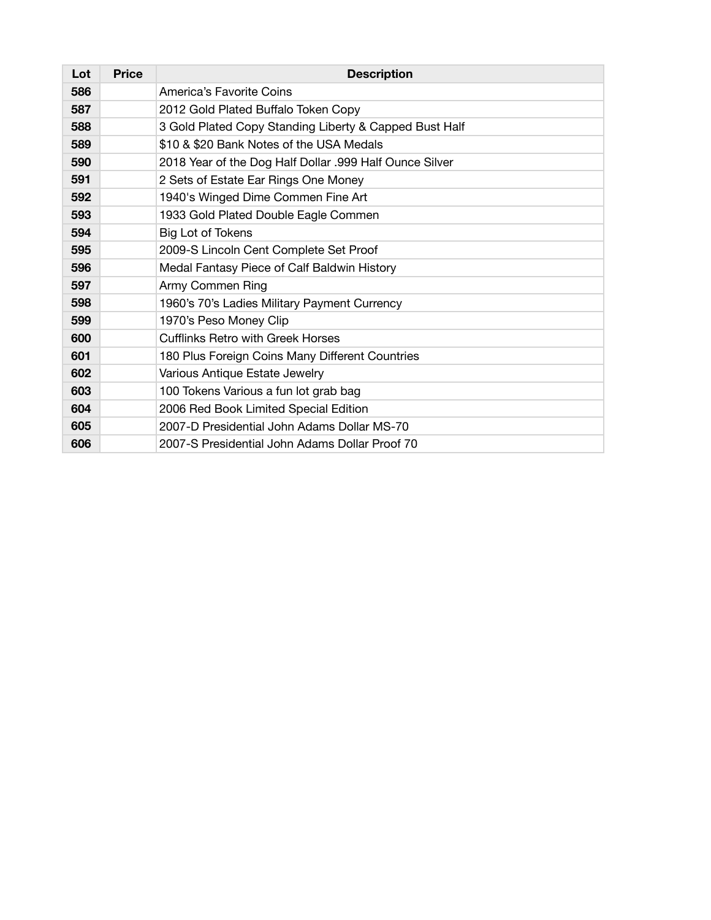| Lot | Price | Description |
|---|---|---|
| **586** | | America’s Favorite Coins |
| **587** | | 2012 Gold Plated Buffalo Token Copy |
| **588** | | 3 Gold Plated Copy Standing Liberty & Capped Bust Half |
| **589** | | $10 & $20 Bank Notes of the USA Medals |
| **590** | | 2018 Year of the Dog Half Dollar .999 Half Ounce Silver |
| **591** | | 2 Sets of Estate Ear Rings One Money |
| **592** | | 1940's Winged Dime Commen Fine Art |
| **593** | | 1933 Gold Plated Double Eagle Commen |
| **594** | | Big Lot of Tokens |
| **595** | | 2009-S Lincoln Cent Complete Set Proof |
| **596** | | Medal Fantasy Piece of Calf Baldwin History |
| **597** | | Army Commen Ring |
| **598** | | 1960’s 70’s Ladies Military Payment Currency |
| **599** | | 1970’s Peso Money Clip |
| **600** | | Cufflinks Retro with Greek Horses |
| **601** | | 180 Plus Foreign Coins Many Different Countries |
| **602** | | Various Antique Estate Jewelry |
| **603** | | 100 Tokens Various a fun lot grab bag |
| **604** | | 2006 Red Book Limited Special Edition |
| **605** | | 2007-D Presidential John Adams Dollar MS-70 |
| **606** | | 2007-S Presidential John Adams Dollar Proof 70 |